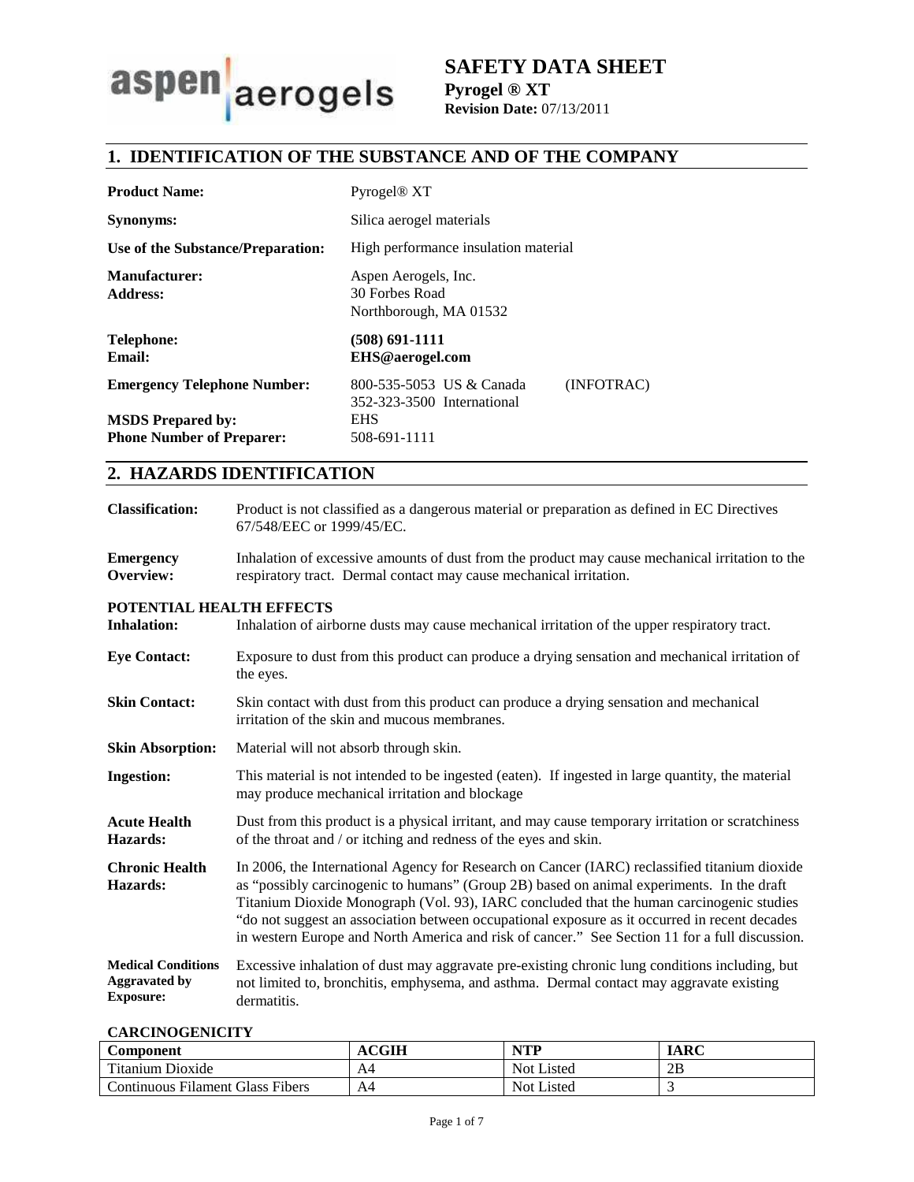aspen aerogels

# SAFETY DATA SHEET

**Pyrogel ® XT**
**Revision Date:** 07/13/2011

## 1. IDENTIFICATION OF THE SUBSTANCE AND OF THE COMPANY

| | |
|---|---|
| **Product Name:** | Pyrogel® XT |
| **Synonyms:** | Silica aerogel materials |
| **Use of the Substance/Preparation:** | High performance insulation material |
| **Manufacturer:** **Address:** | Aspen Aerogels, Inc. 30 Forbes Road Northborough, MA 01532 |
| **Telephone:** | **(508) 691-1111** |
| **Email:** | **EHS@aerogel.com** |
| **Emergency Telephone Number:** | 800-535-5053 US & Canada (INFOTRAC) 352-323-3500 International |
| **MSDS Prepared by:** | EHS |
| **Phone Number of Preparer:** | 508-691-1111 |

## 2. HAZARDS IDENTIFICATION

**Classification:** Product is not classified as a dangerous material or preparation as defined in EC Directives 67/548/EEC or 1999/45/EC.

**Emergency Overview:** Inhalation of excessive amounts of dust from the product may cause mechanical irritation to the respiratory tract. Dermal contact may cause mechanical irritation.

**POTENTIAL HEALTH EFFECTS**

**Inhalation:** Inhalation of airborne dusts may cause mechanical irritation of the upper respiratory tract.

**Eye Contact:** Exposure to dust from this product can produce a drying sensation and mechanical irritation of the eyes.

**Skin Contact:** Skin contact with dust from this product can produce a drying sensation and mechanical irritation of the skin and mucous membranes.

**Skin Absorption:** Material will not absorb through skin.

**Ingestion:** This material is not intended to be ingested (eaten). If ingested in large quantity, the material may produce mechanical irritation and blockage

**Acute Health Hazards:** Dust from this product is a physical irritant, and may cause temporary irritation or scratchiness of the throat and / or itching and redness of the eyes and skin.

**Chronic Health Hazards:** In 2006, the International Agency for Research on Cancer (IARC) reclassified titanium dioxide as "possibly carcinogenic to humans" (Group 2B) based on animal experiments. In the draft Titanium Dioxide Monograph (Vol. 93), IARC concluded that the human carcinogenic studies "do not suggest an association between occupational exposure as it occurred in recent decades in western Europe and North America and risk of cancer." See Section 11 for a full discussion.

**Medical Conditions Aggravated by Exposure:** Excessive inhalation of dust may aggravate pre-existing chronic lung conditions including, but not limited to, bronchitis, emphysema, and asthma. Dermal contact may aggravate existing dermatitis.

**CARCINOGENICITY**

| Component | ACGIH | NTP | IARC |
|---|---|---|---|
| Titanium Dioxide | A4 | Not Listed | 2B |
| Continuous Filament Glass Fibers | A4 | Not Listed | 3 |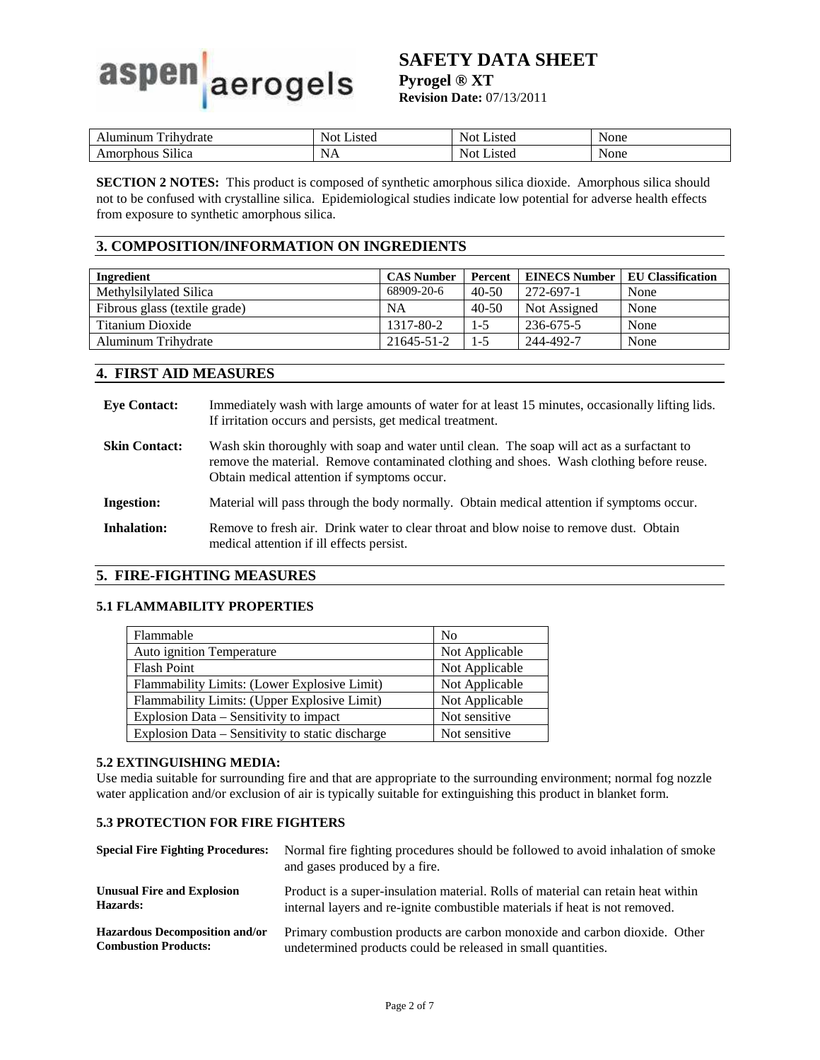| Aluminum Trihydrate | Not Listed | Not Listed | None |
|---|---|---|---|
| Amorphous Silica | NA | Not Listed | None |

**SECTION 2 NOTES:** This product is composed of synthetic amorphous silica dioxide. Amorphous silica should not to be confused with crystalline silica. Epidemiological studies indicate low potential for adverse health effects from exposure to synthetic amorphous silica.

## 3. COMPOSITION/INFORMATION ON INGREDIENTS

| Ingredient | CAS Number | Percent | EINECS Number | EU Classification |
|---|---|---|---|---|
| Methylsilylated Silica | 68909-20-6 | 40-50 | 272-697-1 | None |
| Fibrous glass (textile grade) | NA | 40-50 | Not Assigned | None |
| Titanium Dioxide | 1317-80-2 | 1-5 | 236-675-5 | None |
| Aluminum Trihydrate | 21645-51-2 | 1-5 | 244-492-7 | None |

## 4. FIRST AID MEASURES

**Eye Contact:** Immediately wash with large amounts of water for at least 15 minutes, occasionally lifting lids. If irritation occurs and persists, get medical treatment.

**Skin Contact:** Wash skin thoroughly with soap and water until clean. The soap will act as a surfactant to remove the material. Remove contaminated clothing and shoes. Wash clothing before reuse. Obtain medical attention if symptoms occur.

**Ingestion:** Material will pass through the body normally. Obtain medical attention if symptoms occur.

**Inhalation:** Remove to fresh air. Drink water to clear throat and blow noise to remove dust. Obtain medical attention if ill effects persist.

## 5. FIRE-FIGHTING MEASURES

### 5.1 FLAMMABILITY PROPERTIES

| Flammable | No |
|---|---|
| Auto ignition Temperature | Not Applicable |
| Flash Point | Not Applicable |
| Flammability Limits: (Lower Explosive Limit) | Not Applicable |
| Flammability Limits: (Upper Explosive Limit) | Not Applicable |
| Explosion Data – Sensitivity to impact | Not sensitive |
| Explosion Data – Sensitivity to static discharge | Not sensitive |

### 5.2 EXTINGUISHING MEDIA:

Use media suitable for surrounding fire and that are appropriate to the surrounding environment; normal fog nozzle water application and/or exclusion of air is typically suitable for extinguishing this product in blanket form.

### 5.3 PROTECTION FOR FIRE FIGHTERS

**Special Fire Fighting Procedures:** Normal fire fighting procedures should be followed to avoid inhalation of smoke and gases produced by a fire.

**Unusual Fire and Explosion Hazards:** Product is a super-insulation material. Rolls of material can retain heat within internal layers and re-ignite combustible materials if heat is not removed.

**Hazardous Decomposition and/or Combustion Products:** Primary combustion products are carbon monoxide and carbon dioxide. Other undetermined products could be released in small quantities.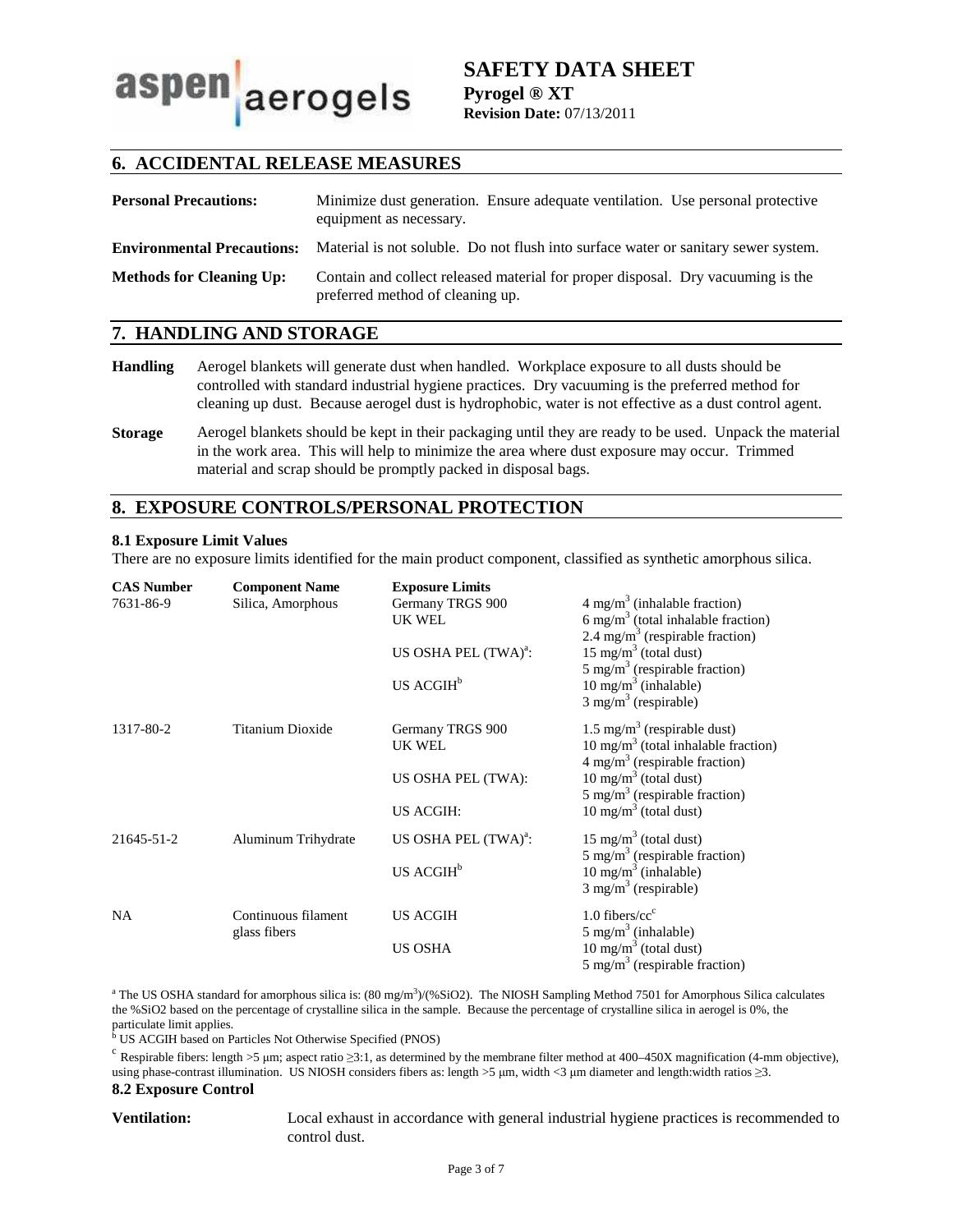## 6. ACCIDENTAL RELEASE MEASURES

**Personal Precautions:** Minimize dust generation. Ensure adequate ventilation. Use personal protective equipment as necessary.

**Environmental Precautions:** Material is not soluble. Do not flush into surface water or sanitary sewer system.

**Methods for Cleaning Up:** Contain and collect released material for proper disposal. Dry vacuuming is the preferred method of cleaning up.

## 7. HANDLING AND STORAGE

**Handling** Aerogel blankets will generate dust when handled. Workplace exposure to all dusts should be controlled with standard industrial hygiene practices. Dry vacuuming is the preferred method for cleaning up dust. Because aerogel dust is hydrophobic, water is not effective as a dust control agent.

**Storage** Aerogel blankets should be kept in their packaging until they are ready to be used. Unpack the material in the work area. This will help to minimize the area where dust exposure may occur. Trimmed material and scrap should be promptly packed in disposal bags.

## 8. EXPOSURE CONTROLS/PERSONAL PROTECTION

### 8.1 Exposure Limit Values

There are no exposure limits identified for the main product component, classified as synthetic amorphous silica.

| CAS Number | Component Name | Exposure Limits | |
|---|---|---|---|
| 7631-86-9 | Silica, Amorphous | Germany TRGS 900 | 4 mg/m$^3$ (inhalable fraction) |
| | | UK WEL | 6 mg/m$^3$ (total inhalable fraction)<br>2.4 mg/m$^3$ (respirable fraction) |
| | | US OSHA PEL (TWA)[a]: | 15 mg/m$^3$ (total dust)<br>5 mg/m$^3$ (respirable fraction) |
| | | US ACGIH[b] | 10 mg/m$^3$ (inhalable)<br>3 mg/m$^3$ (respirable) |
| 1317-80-2 | Titanium Dioxide | Germany TRGS 900 | 1.5 mg/m$^3$ (respirable dust) |
| | | UK WEL | 10 mg/m$^3$ (total inhalable fraction)<br>4 mg/m$^3$ (respirable fraction) |
| | | US OSHA PEL (TWA): | 10 mg/m$^3$ (total dust)<br>5 mg/m$^3$ (respirable fraction) |
| | | US ACGIH: | 10 mg/m$^3$ (total dust) |
| 21645-51-2 | Aluminum Trihydrate | US OSHA PEL (TWA)[a]: | 15 mg/m$^3$ (total dust)<br>5 mg/m$^3$ (respirable fraction) |
| | | US ACGIH[b] | 10 mg/m$^3$ (inhalable)<br>3 mg/m$^3$ (respirable) |
| NA | Continuous filament glass fibers | US ACGIH | 1.0 fibers/cc[c]<br>5 mg/m$^3$ (inhalable) |
| | | US OSHA | 10 mg/m$^3$ (total dust)<br>5 mg/m$^3$ (respirable fraction) |

[a] The US OSHA standard for amorphous silica is: (80 mg/m$^3$)/(%SiO2). The NIOSH Sampling Method 7501 for Amorphous Silica calculates the %SiO2 based on the percentage of crystalline silica in the sample. Because the percentage of crystalline silica in aerogel is 0%, the particulate limit applies.

[b] US ACGIH based on Particles Not Otherwise Specified (PNOS)

[c] Respirable fibers: length >5 μm; aspect ratio ≥3:1, as determined by the membrane filter method at 400–450X magnification (4-mm objective), using phase-contrast illumination. US NIOSH considers fibers as: length >5 μm, width <3 μm diameter and length:width ratios ≥3.

### 8.2 Exposure Control

**Ventilation:** Local exhaust in accordance with general industrial hygiene practices is recommended to control dust.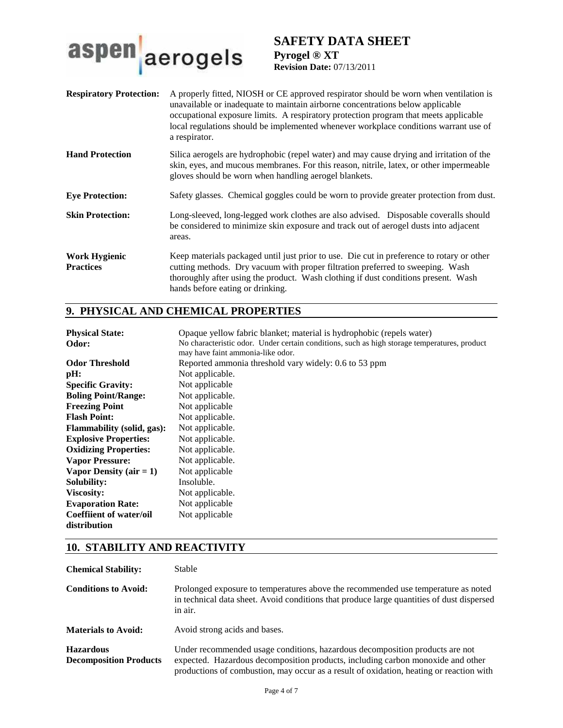| | |
|---|---|
| **Respiratory Protection:** | A properly fitted, NIOSH or CE approved respirator should be worn when ventilation is unavailable or inadequate to maintain airborne concentrations below applicable occupational exposure limits. A respiratory protection program that meets applicable local regulations should be implemented whenever workplace conditions warrant use of a respirator. |
| **Hand Protection** | Silica aerogels are hydrophobic (repel water) and may cause drying and irritation of the skin, eyes, and mucous membranes. For this reason, nitrile, latex, or other impermeable gloves should be worn when handling aerogel blankets. |
| **Eye Protection:** | Safety glasses. Chemical goggles could be worn to provide greater protection from dust. |
| **Skin Protection:** | Long-sleeved, long-legged work clothes are also advised. Disposable coveralls should be considered to minimize skin exposure and track out of aerogel dusts into adjacent areas. |
| **Work Hygienic Practices** | Keep materials packaged until just prior to use. Die cut in preference to rotary or other cutting methods. Dry vacuum with proper filtration preferred to sweeping. Wash thoroughly after using the product. Wash clothing if dust conditions present. Wash hands before eating or drinking. |

## 9. PHYSICAL AND CHEMICAL PROPERTIES

| | |
|---|---|
| **Physical State:** | Opaque yellow fabric blanket; material is hydrophobic (repels water) |
| **Odor:** | No characteristic odor. Under certain conditions, such as high storage temperatures, product may have faint ammonia-like odor. |
| **Odor Threshold** | Reported ammonia threshold vary widely: 0.6 to 53 ppm |
| **pH:** | Not applicable. |
| **Specific Gravity:** | Not applicable |
| **Boling Point/Range:** | Not applicable. |
| **Freezing Point** | Not applicable |
| **Flash Point:** | Not applicable. |
| **Flammability (solid, gas):** | Not applicable. |
| **Explosive Properties:** | Not applicable. |
| **Oxidizing Properties:** | Not applicable. |
| **Vapor Pressure:** | Not applicable. |
| **Vapor Density (air = 1)** | Not applicable |
| **Solubility:** | Insoluble. |
| **Viscosity:** | Not applicable. |
| **Evaporation Rate:** | Not applicable |
| **Coeffiient of water/oil distribution** | Not applicable |

## 10. STABILITY AND REACTIVITY

| | |
|---|---|
| **Chemical Stability:** | Stable |
| **Conditions to Avoid:** | Prolonged exposure to temperatures above the recommended use temperature as noted in technical data sheet. Avoid conditions that produce large quantities of dust dispersed in air. |
| **Materials to Avoid:** | Avoid strong acids and bases. |
| **Hazardous Decomposition Products** | Under recommended usage conditions, hazardous decomposition products are not expected. Hazardous decomposition products, including carbon monoxide and other productions of combustion, may occur as a result of oxidation, heating or reaction with |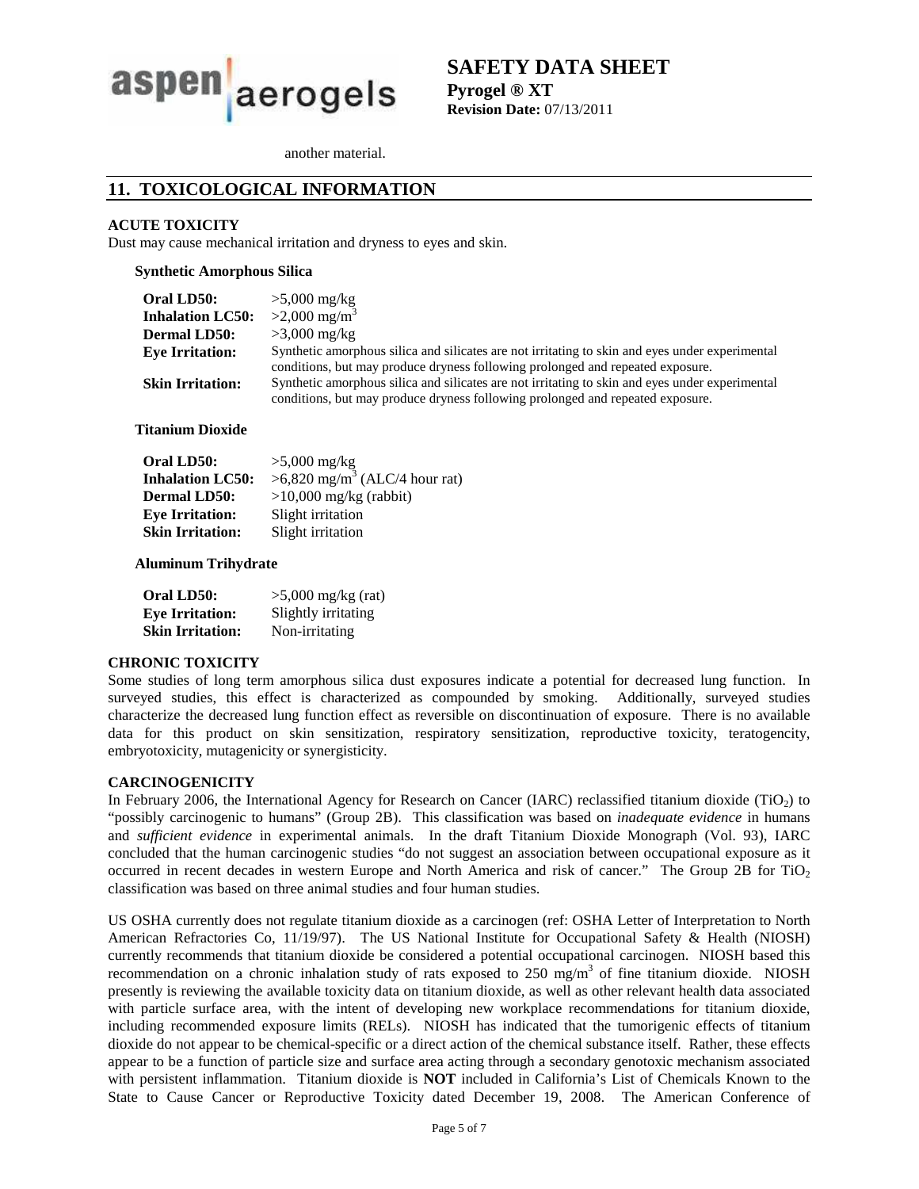another material.

## 11. TOXICOLOGICAL INFORMATION

### ACUTE TOXICITY

Dust may cause mechanical irritation and dryness to eyes and skin.

**Synthetic Amorphous Silica**

| | |
|---|---|
| **Oral LD50:** | >5,000 mg/kg |
| **Inhalation LC50:** | >2,000 mg/m$^3$ |
| **Dermal LD50:** | >3,000 mg/kg |
| **Eye Irritation:** | Synthetic amorphous silica and silicates are not irritating to skin and eyes under experimental conditions, but may produce dryness following prolonged and repeated exposure. |
| **Skin Irritation:** | Synthetic amorphous silica and silicates are not irritating to skin and eyes under experimental conditions, but may produce dryness following prolonged and repeated exposure. |

**Titanium Dioxide**

| | |
|---|---|
| **Oral LD50:** | >5,000 mg/kg |
| **Inhalation LC50:** | >6,820 mg/m$^3$ (ALC/4 hour rat) |
| **Dermal LD50:** | >10,000 mg/kg (rabbit) |
| **Eye Irritation:** | Slight irritation |
| **Skin Irritation:** | Slight irritation |

**Aluminum Trihydrate**

| | |
|---|---|
| **Oral LD50:** | >5,000 mg/kg (rat) |
| **Eye Irritation:** | Slightly irritating |
| **Skin Irritation:** | Non-irritating |

### CHRONIC TOXICITY

Some studies of long term amorphous silica dust exposures indicate a potential for decreased lung function. In surveyed studies, this effect is characterized as compounded by smoking. Additionally, surveyed studies characterize the decreased lung function effect as reversible on discontinuation of exposure. There is no available data for this product on skin sensitization, respiratory sensitization, reproductive toxicity, teratogencity, embryotoxicity, mutagenicity or synergisticity.

### CARCINOGENICITY

In February 2006, the International Agency for Research on Cancer (IARC) reclassified titanium dioxide ($TiO_2$) to "possibly carcinogenic to humans" (Group 2B). This classification was based on *inadequate evidence* in humans and *sufficient evidence* in experimental animals. In the draft Titanium Dioxide Monograph (Vol. 93), IARC concluded that the human carcinogenic studies "do not suggest an association between occupational exposure as it occurred in recent decades in western Europe and North America and risk of cancer." The Group 2B for $TiO_2$ classification was based on three animal studies and four human studies.

US OSHA currently does not regulate titanium dioxide as a carcinogen (ref: OSHA Letter of Interpretation to North American Refractories Co, 11/19/97). The US National Institute for Occupational Safety & Health (NIOSH) currently recommends that titanium dioxide be considered a potential occupational carcinogen. NIOSH based this recommendation on a chronic inhalation study of rats exposed to 250 mg/m$^3$ of fine titanium dioxide. NIOSH presently is reviewing the available toxicity data on titanium dioxide, as well as other relevant health data associated with particle surface area, with the intent of developing new workplace recommendations for titanium dioxide, including recommended exposure limits (RELs). NIOSH has indicated that the tumorigenic effects of titanium dioxide do not appear to be chemical-specific or a direct action of the chemical substance itself. Rather, these effects appear to be a function of particle size and surface area acting through a secondary genotoxic mechanism associated with persistent inflammation. Titanium dioxide is **NOT** included in California's List of Chemicals Known to the State to Cause Cancer or Reproductive Toxicity dated December 19, 2008. The American Conference of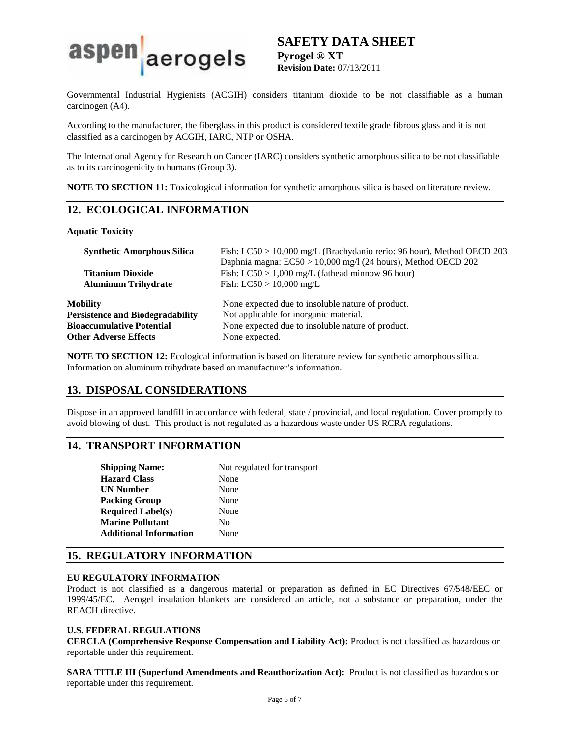Governmental Industrial Hygienists (ACGIH) considers titanium dioxide to be not classifiable as a human carcinogen (A4).

According to the manufacturer, the fiberglass in this product is considered textile grade fibrous glass and it is not classified as a carcinogen by ACGIH, IARC, NTP or OSHA.

The International Agency for Research on Cancer (IARC) considers synthetic amorphous silica to be not classifiable as to its carcinogenicity to humans (Group 3).

**NOTE TO SECTION 11:** Toxicological information for synthetic amorphous silica is based on literature review.

## 12. ECOLOGICAL INFORMATION

**Aquatic Toxicity**

| | |
|---|---|
| **Synthetic Amorphous Silica** | Fish: LC50 > 10,000 mg/L (Brachydanio rerio: 96 hour), Method OECD 203<br>Daphnia magna: EC50 > 10,000 mg/l (24 hours), Method OECD 202 |
| **Titanium Dioxide** | Fish: LC50 > 1,000 mg/L (fathead minnow 96 hour) |
| **Aluminum Trihydrate** | Fish: LC50 > 10,000 mg/L |

| | |
|---|---|
| **Mobility** | None expected due to insoluble nature of product. |
| **Persistence and Biodegradability** | Not applicable for inorganic material. |
| **Bioaccumulative Potential** | None expected due to insoluble nature of product. |
| **Other Adverse Effects** | None expected. |

**NOTE TO SECTION 12:** Ecological information is based on literature review for synthetic amorphous silica. Information on aluminum trihydrate based on manufacturer's information.

## 13. DISPOSAL CONSIDERATIONS

Dispose in an approved landfill in accordance with federal, state / provincial, and local regulation. Cover promptly to avoid blowing of dust. This product is not regulated as a hazardous waste under US RCRA regulations.

## 14. TRANSPORT INFORMATION

| | |
|---|---|
| **Shipping Name:** | Not regulated for transport |
| **Hazard Class** | None |
| **UN Number** | None |
| **Packing Group** | None |
| **Required Label(s)** | None |
| **Marine Pollutant** | No |
| **Additional Information** | None |

## 15. REGULATORY INFORMATION

**EU REGULATORY INFORMATION**

Product is not classified as a dangerous material or preparation as defined in EC Directives 67/548/EEC or 1999/45/EC. Aerogel insulation blankets are considered an article, not a substance or preparation, under the REACH directive.

**U.S. FEDERAL REGULATIONS**

**CERCLA (Comprehensive Response Compensation and Liability Act):** Product is not classified as hazardous or reportable under this requirement.

**SARA TITLE III (Superfund Amendments and Reauthorization Act):** Product is not classified as hazardous or reportable under this requirement.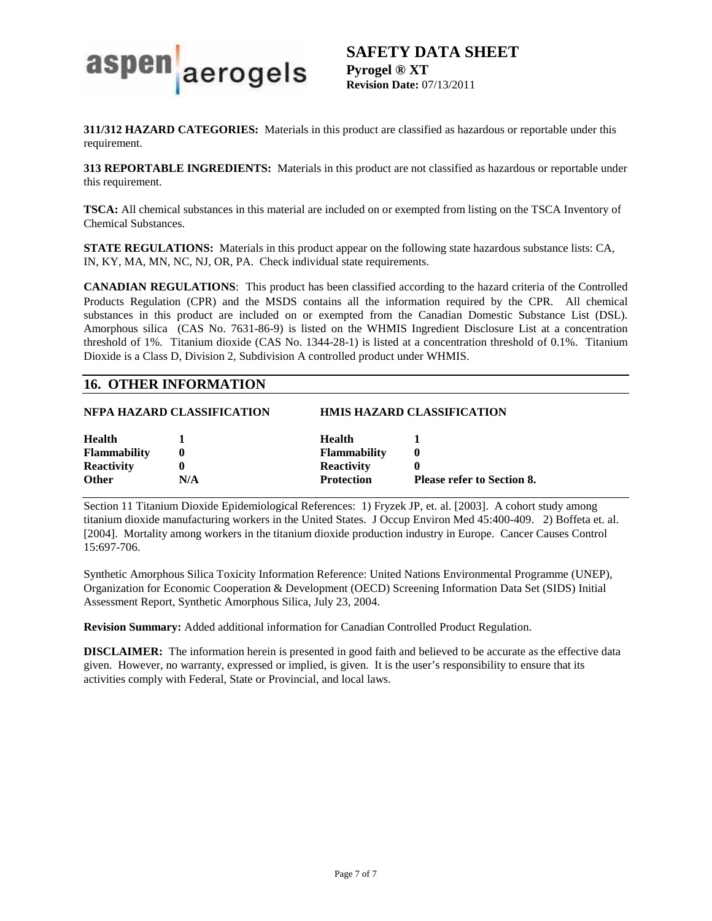**311/312 HAZARD CATEGORIES:** Materials in this product are classified as hazardous or reportable under this requirement.

**313 REPORTABLE INGREDIENTS:** Materials in this product are not classified as hazardous or reportable under this requirement.

**TSCA:** All chemical substances in this material are included on or exempted from listing on the TSCA Inventory of Chemical Substances.

**STATE REGULATIONS:** Materials in this product appear on the following state hazardous substance lists: CA, IN, KY, MA, MN, NC, NJ, OR, PA. Check individual state requirements.

**CANADIAN REGULATIONS**: This product has been classified according to the hazard criteria of the Controlled Products Regulation (CPR) and the MSDS contains all the information required by the CPR. All chemical substances in this product are included on or exempted from the Canadian Domestic Substance List (DSL). Amorphous silica (CAS No. 7631-86-9) is listed on the WHMIS Ingredient Disclosure List at a concentration threshold of 1%. Titanium dioxide (CAS No. 1344-28-1) is listed at a concentration threshold of 0.1%. Titanium Dioxide is a Class D, Division 2, Subdivision A controlled product under WHMIS.

## 16. OTHER INFORMATION

| NFPA HAZARD CLASSIFICATION | | HMIS HAZARD CLASSIFICATION | |
|---|---|---|---|
| **Health** | **1** | **Health** | **1** |
| **Flammability** | **0** | **Flammability** | **0** |
| **Reactivity** | **0** | **Reactivity** | **0** |
| **Other** | **N/A** | **Protection** | **Please refer to Section 8.** |

Section 11 Titanium Dioxide Epidemiological References: 1) Fryzek JP, et. al. [2003]. A cohort study among titanium dioxide manufacturing workers in the United States. J Occup Environ Med 45:400-409. 2) Boffeta et. al. [2004]. Mortality among workers in the titanium dioxide production industry in Europe. Cancer Causes Control 15:697-706.

Synthetic Amorphous Silica Toxicity Information Reference: United Nations Environmental Programme (UNEP), Organization for Economic Cooperation & Development (OECD) Screening Information Data Set (SIDS) Initial Assessment Report, Synthetic Amorphous Silica, July 23, 2004.

**Revision Summary:** Added additional information for Canadian Controlled Product Regulation.

**DISCLAIMER:** The information herein is presented in good faith and believed to be accurate as the effective data given. However, no warranty, expressed or implied, is given. It is the user's responsibility to ensure that its activities comply with Federal, State or Provincial, and local laws.